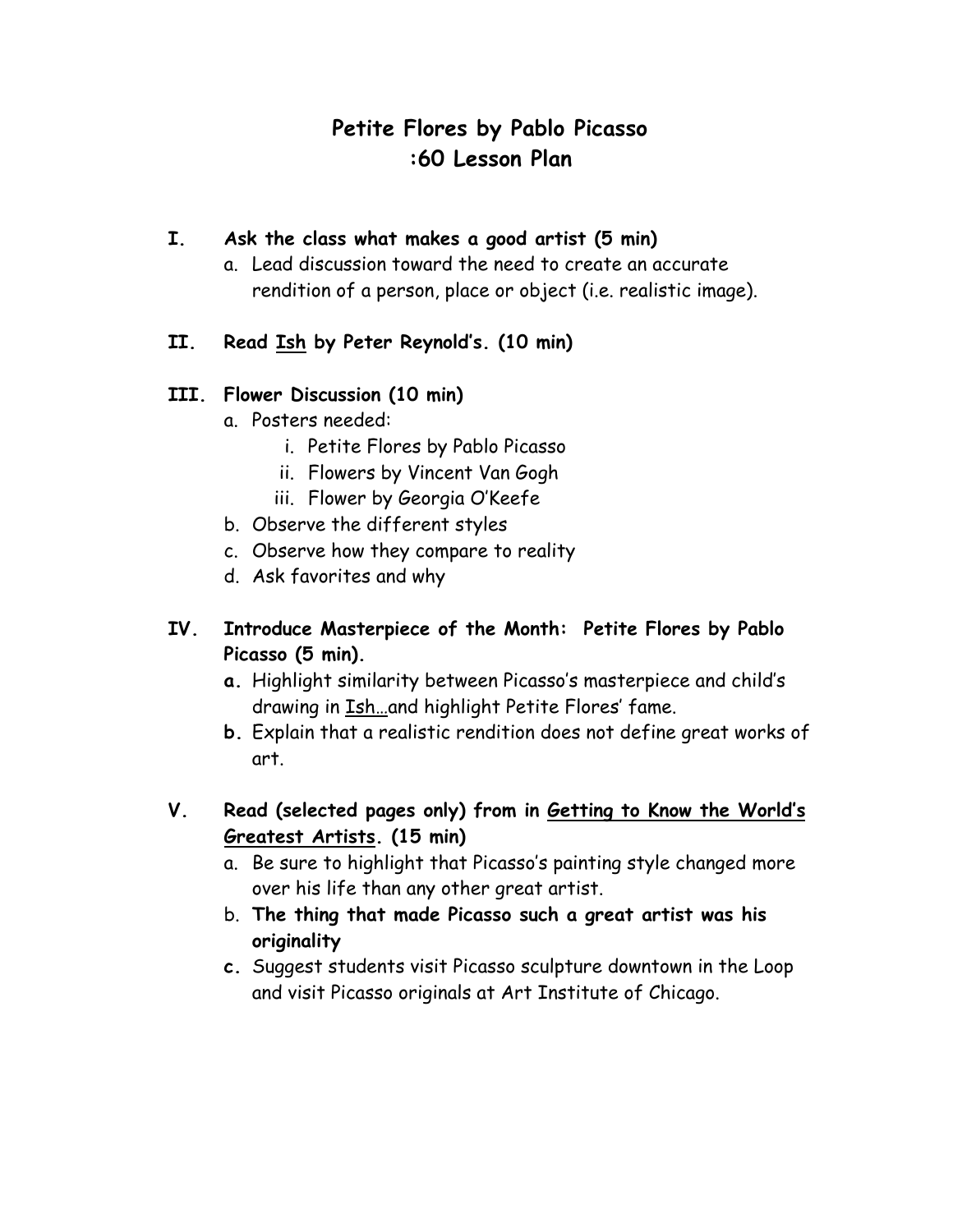# Petite Flores by Pablo Picasso
# :60 Lesson Plan

**I. Ask the class what makes a good artist (5 min)**

a. Lead discussion toward the need to create an accurate rendition of a person, place or object (i.e. realistic image).

**II. Read <u>Ish</u> by Peter Reynold's. (10 min)**

**III. Flower Discussion (10 min)**

a. Posters needed:
   i. Petite Flores by Pablo Picasso
   ii. Flowers by Vincent Van Gogh
   iii. Flower by Georgia O'Keefe

b. Observe the different styles

c. Observe how they compare to reality

d. Ask favorites and why

**IV. Introduce Masterpiece of the Month: Petite Flores by Pablo Picasso (5 min).**

**a.** Highlight similarity between Picasso's masterpiece and child's drawing in <u>Ish…</u>and highlight Petite Flores' fame.

**b.** Explain that a realistic rendition does not define great works of art.

**V. Read (selected pages only) from in <u>Getting to Know the World's Greatest Artists</u>. (15 min)**

a. Be sure to highlight that Picasso's painting style changed more over his life than any other great artist.

b. **The thing that made Picasso such a great artist was his originality**

**c.** Suggest students visit Picasso sculpture downtown in the Loop and visit Picasso originals at Art Institute of Chicago.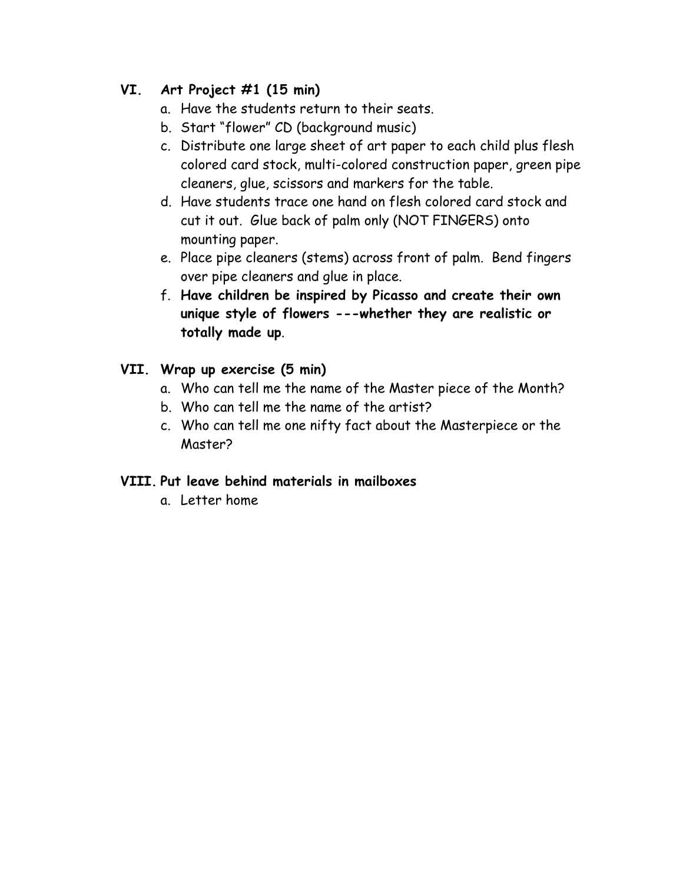**VI. Art Project #1 (15 min)**

a. Have the students return to their seats.
b. Start “flower” CD (background music)
c. Distribute one large sheet of art paper to each child plus flesh colored card stock, multi-colored construction paper, green pipe cleaners, glue, scissors and markers for the table.
d. Have students trace one hand on flesh colored card stock and cut it out. Glue back of palm only (NOT FINGERS) onto mounting paper.
e. Place pipe cleaners (stems) across front of palm. Bend fingers over pipe cleaners and glue in place.
f. **Have children be inspired by Picasso and create their own unique style of flowers ---whether they are realistic or totally made up**.

**VII. Wrap up exercise (5 min)**

a. Who can tell me the name of the Master piece of the Month?
b. Who can tell me the name of the artist?
c. Who can tell me one nifty fact about the Masterpiece or the Master?

**VIII. Put leave behind materials in mailboxes**

a. Letter home